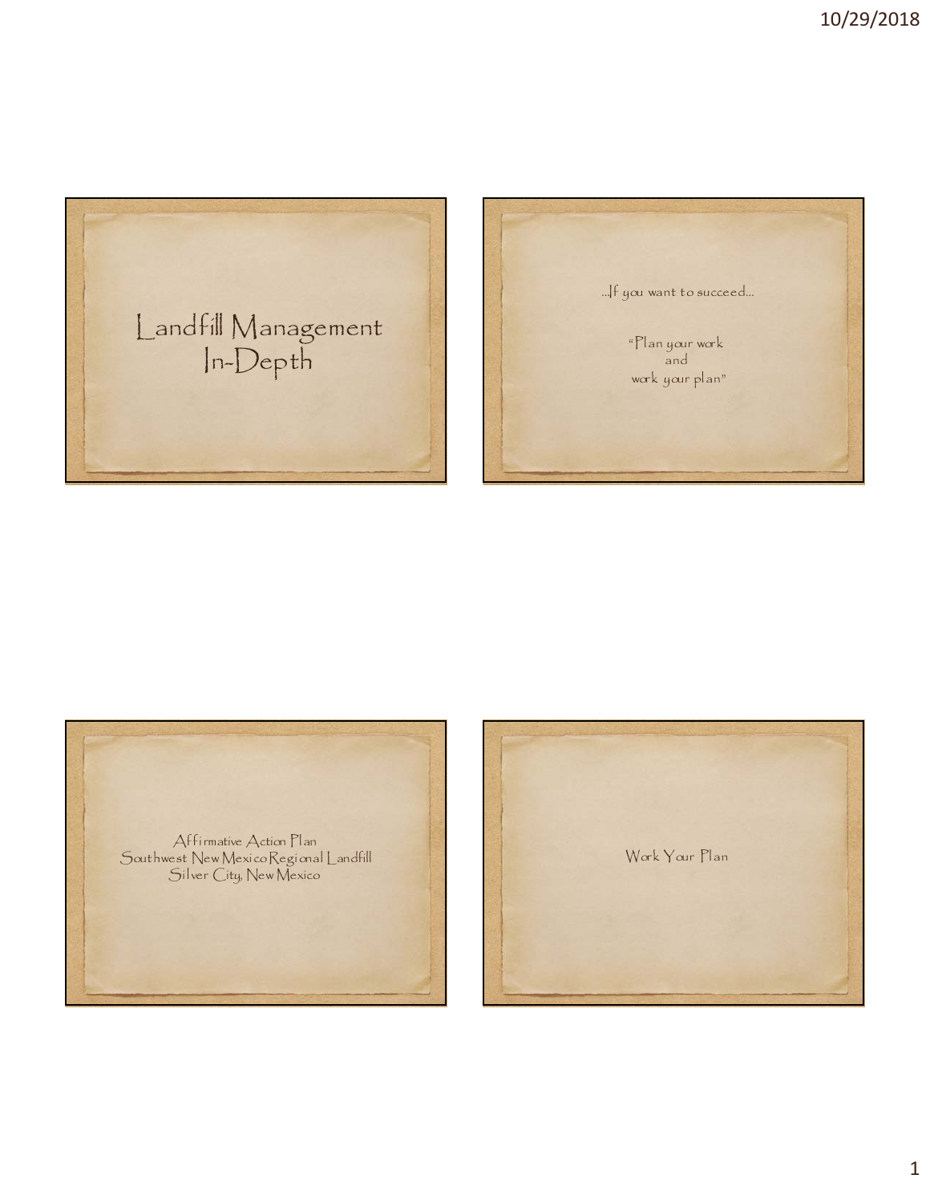# Landfill Management In-Depth

…If you want to succeed…

"Plan your work
and
work your plan"

Affirmative Action Plan
Southwest New Mexico Regional Landfill
Silver City, New Mexico

Work Your Plan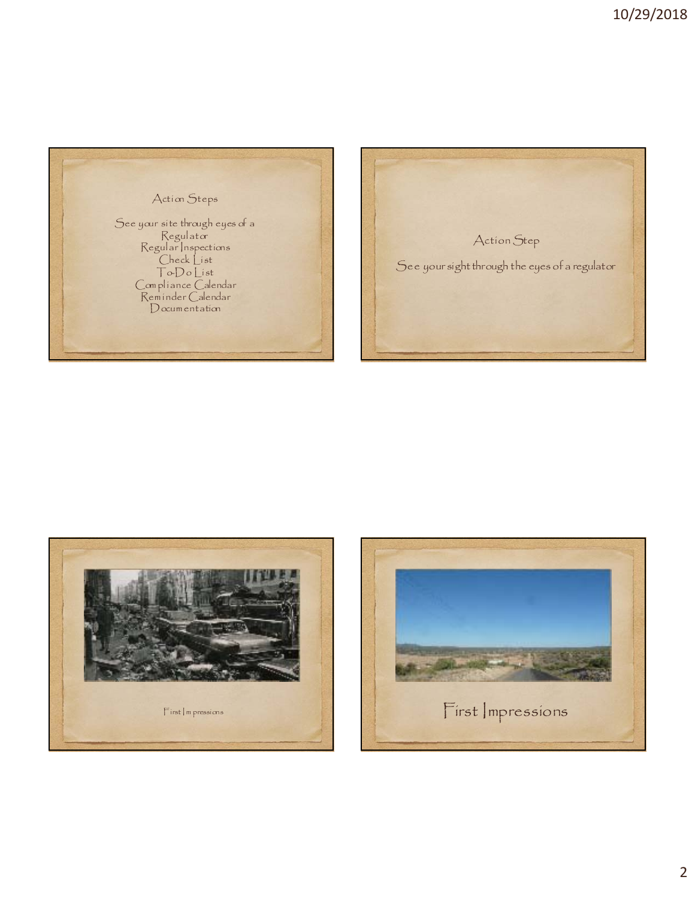## Action Steps

See your site through eyes of a Regulator
Regular Inspections
Check List
To-Do List
Compliance Calendar
Reminder Calendar
Documentation

## Action Step

See your sight through the eyes of a regulator

First Impressions

## First Impressions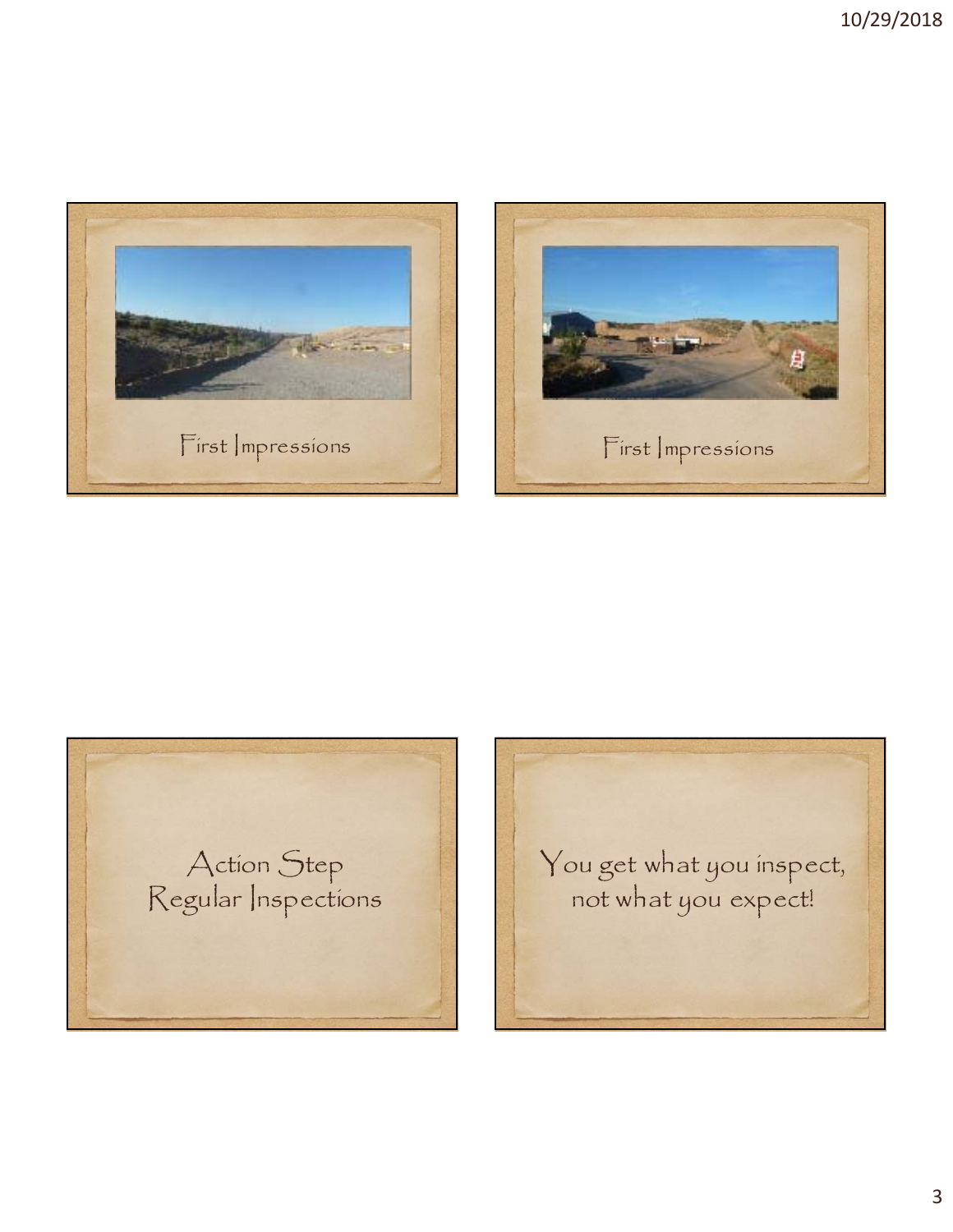First Impressions

First Impressions

Action Step
Regular Inspections

You get what you inspect, not what you expect!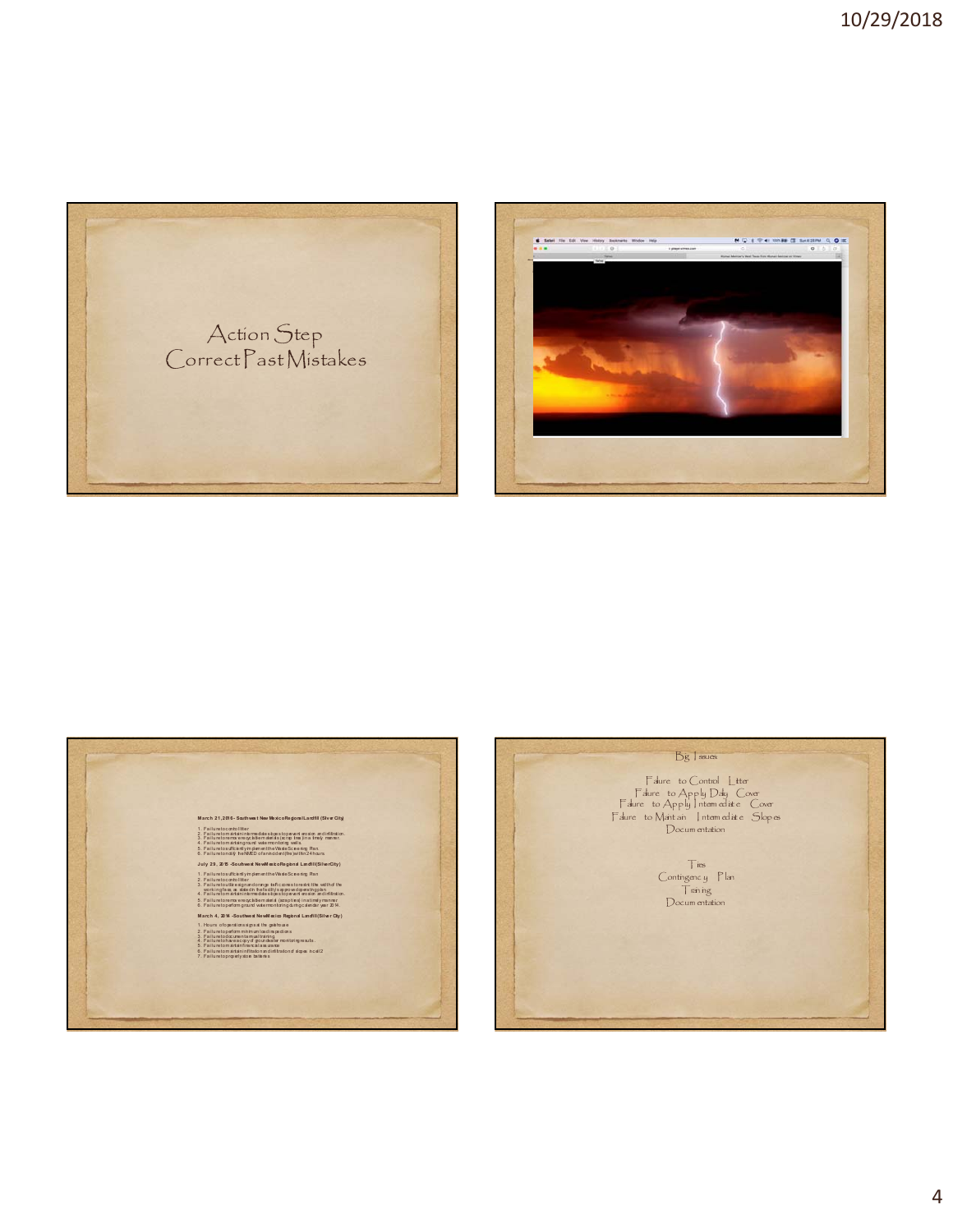# Action Step
## Correct Past Mistakes

**March 21, 2016 - Southwest New Mexico Regional Landfill (Silver City)**

1. Failure to control litter
2. Failure to maintain intermediate slopes to prevent erosion and infiltration.
3. Failure to remove recyclable materials (scrap tires) in a timely manner.
4. Failure to maintain groundwater monitoring wells.
5. Failure to sufficiently implement the Waste Screening Plan.
6. Failure to notify the NMED of an incident (fire) within 24 hours.

**July 29, 2015 - Southwest New Mexico Regional Landfill (Silver City)**

1. Failure to sufficiently implement the Waste Screening Plan
2. Failure to control litter
3. Failure to utilize signs and orange traffic cones to restrict the width of the working face as stated in the facility's approved operating plan
4. Failure to maintain intermediate slopes to prevent erosion and infiltration.
5. Failure to remove recyclable materials (scrap tires) in a timely manner
6. Failure to perform groundwater monitoring during calendar year 2014.

**March 4, 2014 - Southwest New Mexico Regional Landfill (Silver City)**

1. Hours of operation not signed at the gatehouse
2. Failure to perform minimum load inspections
3. Failure to document annual training
4. Failure to have a copy of groundwater monitoring results.
5. Failure to maintain financial assurance
6. Failure to maintain infiltration and infiltration of slopes in cell 2
7. Failure to properly store batteries

## Big Issues

Failure to Control Litter
Failure to Apply Daily Cover
Failure to Apply Intermediate Cover
Failure to Maintain Intermediate Slopes
Documentation

Tires
Contingency Plan
Training
Documentation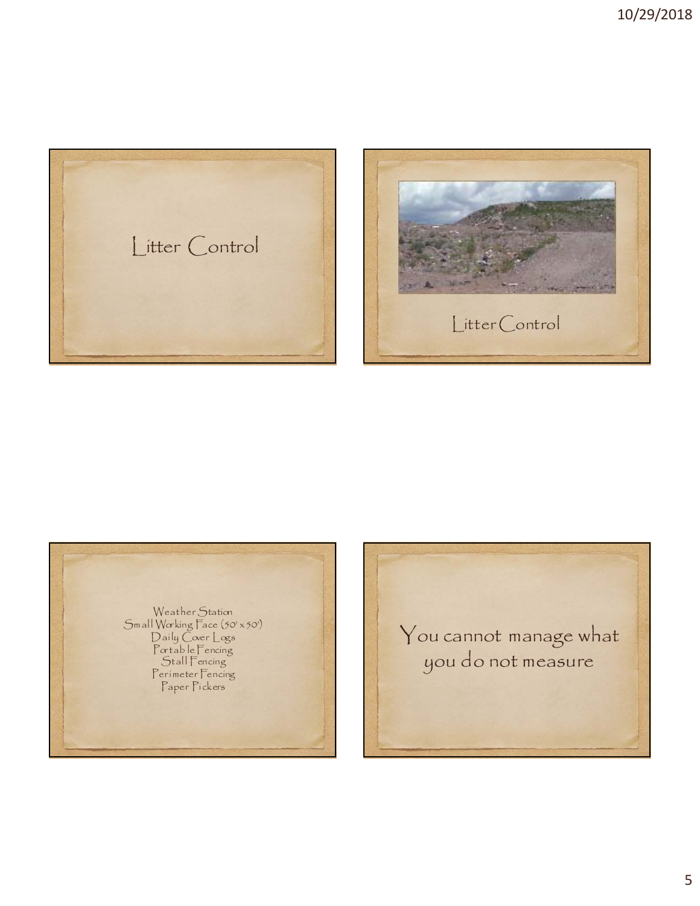# Litter Control

Litter Control

Weather Station
Small Working Face (50' x 50')
Daily Cover Logs
Portable Fencing
Stall Fencing
Perimeter Fencing
Paper Pickers

You cannot manage what you do not measure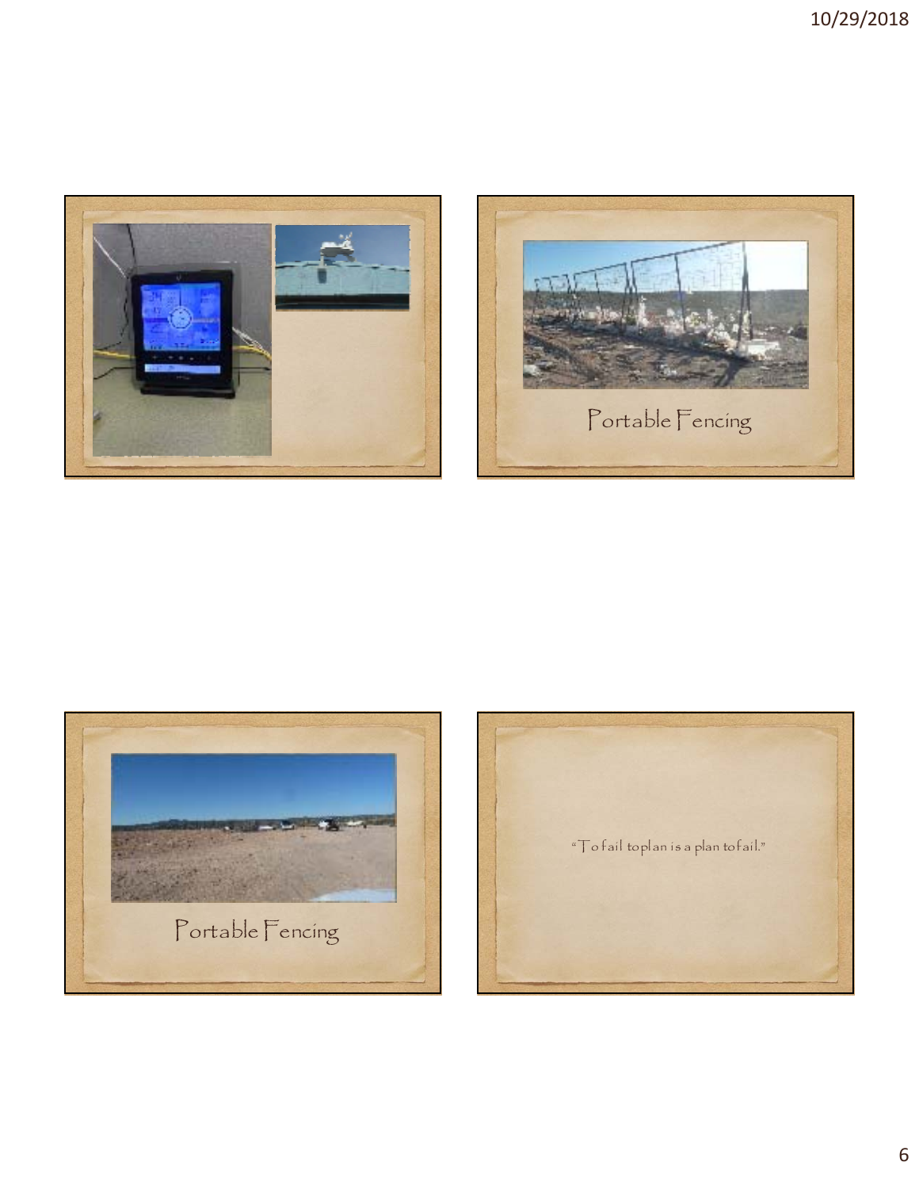Portable Fencing

Portable Fencing

"To fail to plan is a plan to fail."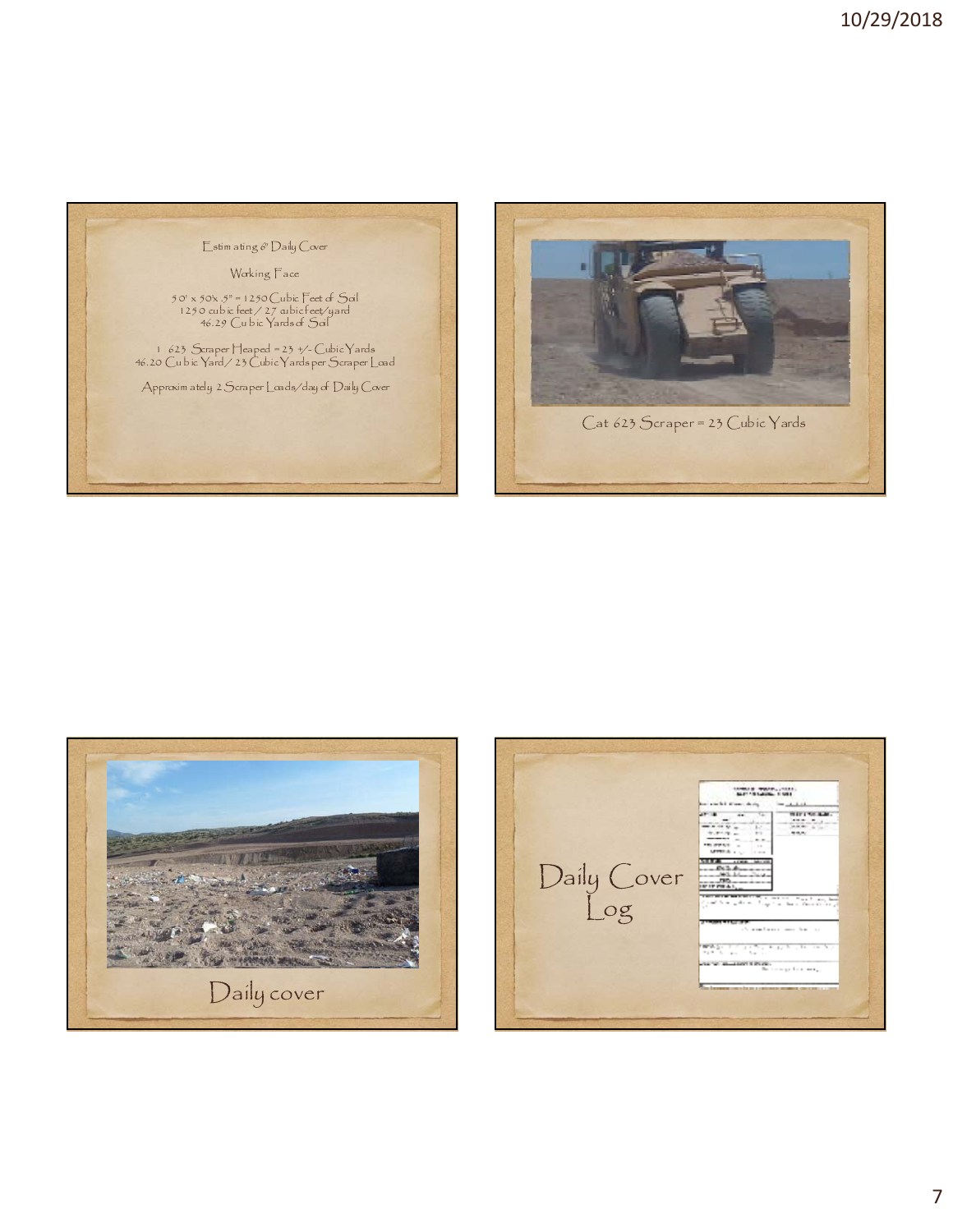## Estimating 6" Daily Cover

Working Face

50' x 50' x .5" = 1250 Cubic Feet of Soil
1250 cubic feet / 27 cubic feet/yard
46.29 Cubic Yards of Soil

1 623 Scraper Heaped = 23 +/- Cubic Yards
46.20 Cubic Yard / 23 Cubic Yards per Scraper Load

Approximately 2 Scraper Loads/day of Daily Cover

Cat 623 Scraper = 23 Cubic Yards

Daily cover

## Daily Cover Log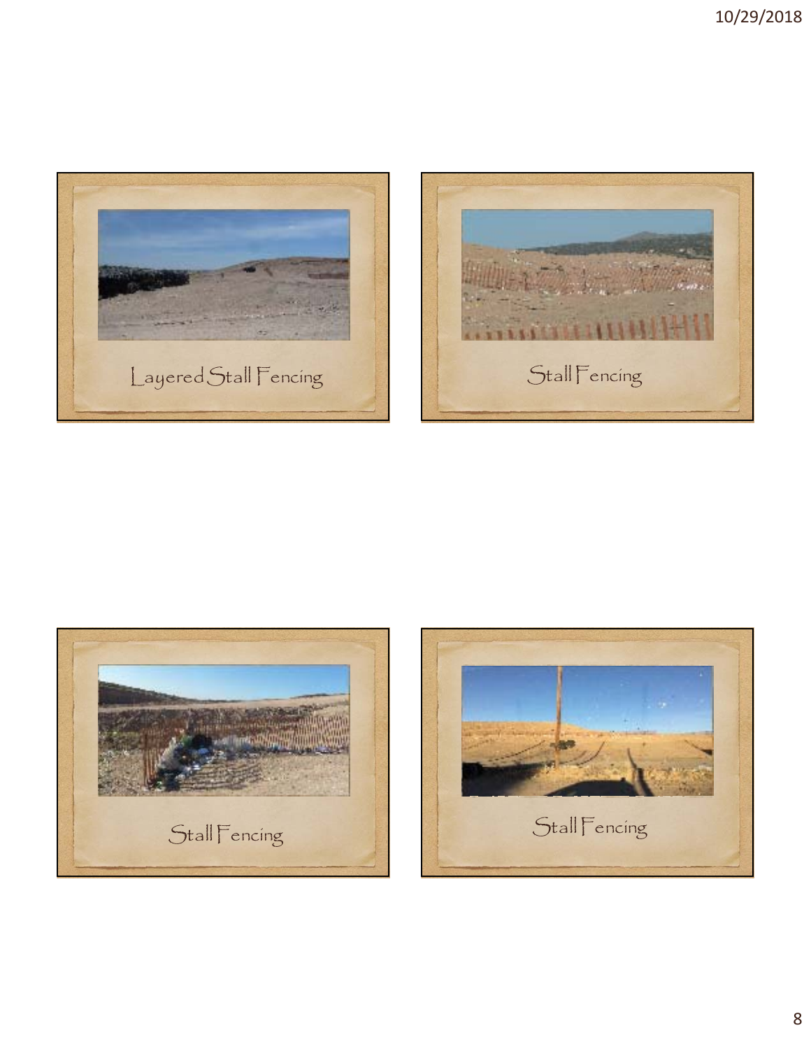Layered Stall Fencing

Stall Fencing

Stall Fencing

Stall Fencing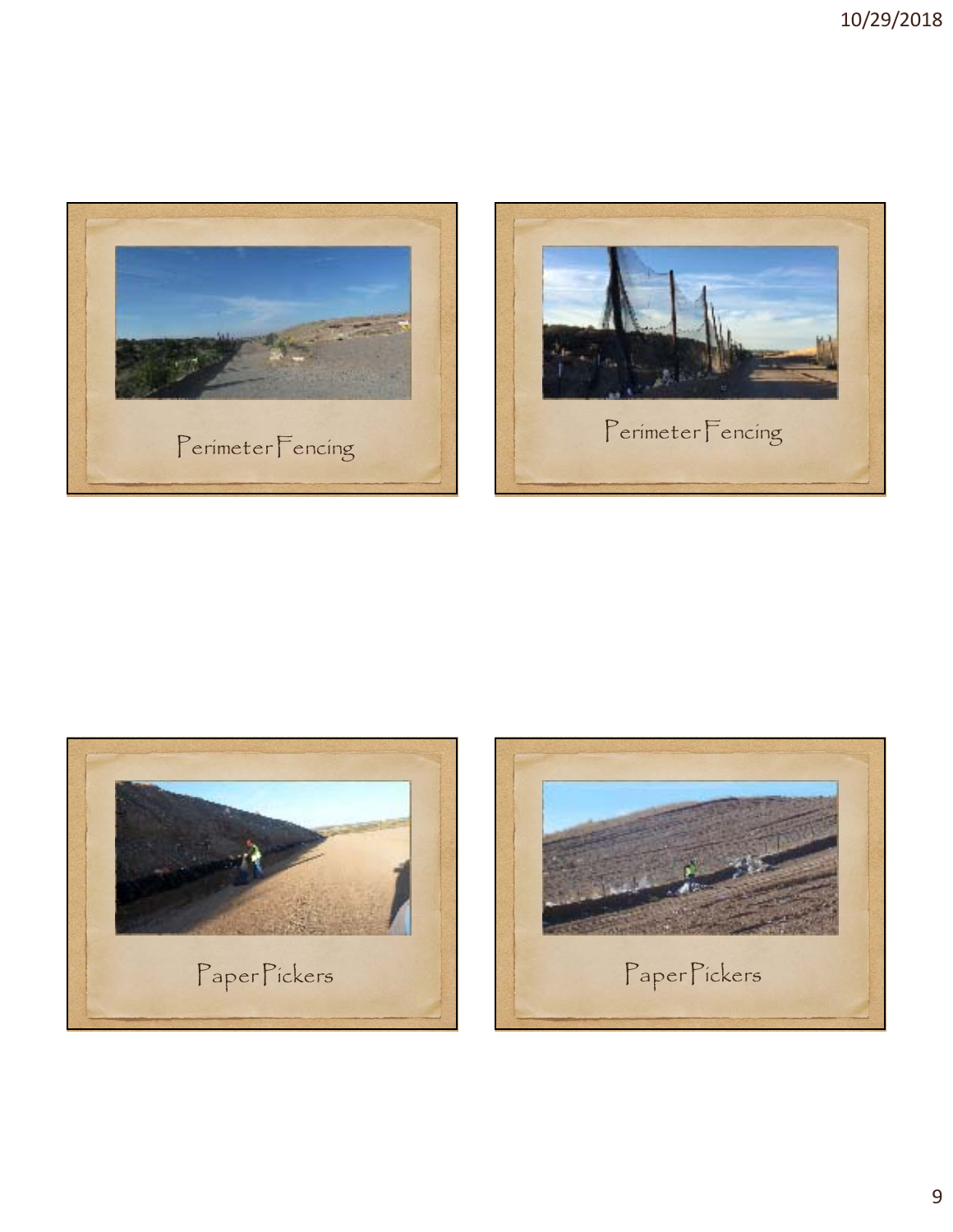Perimeter Fencing

Perimeter Fencing

Paper Pickers

Paper Pickers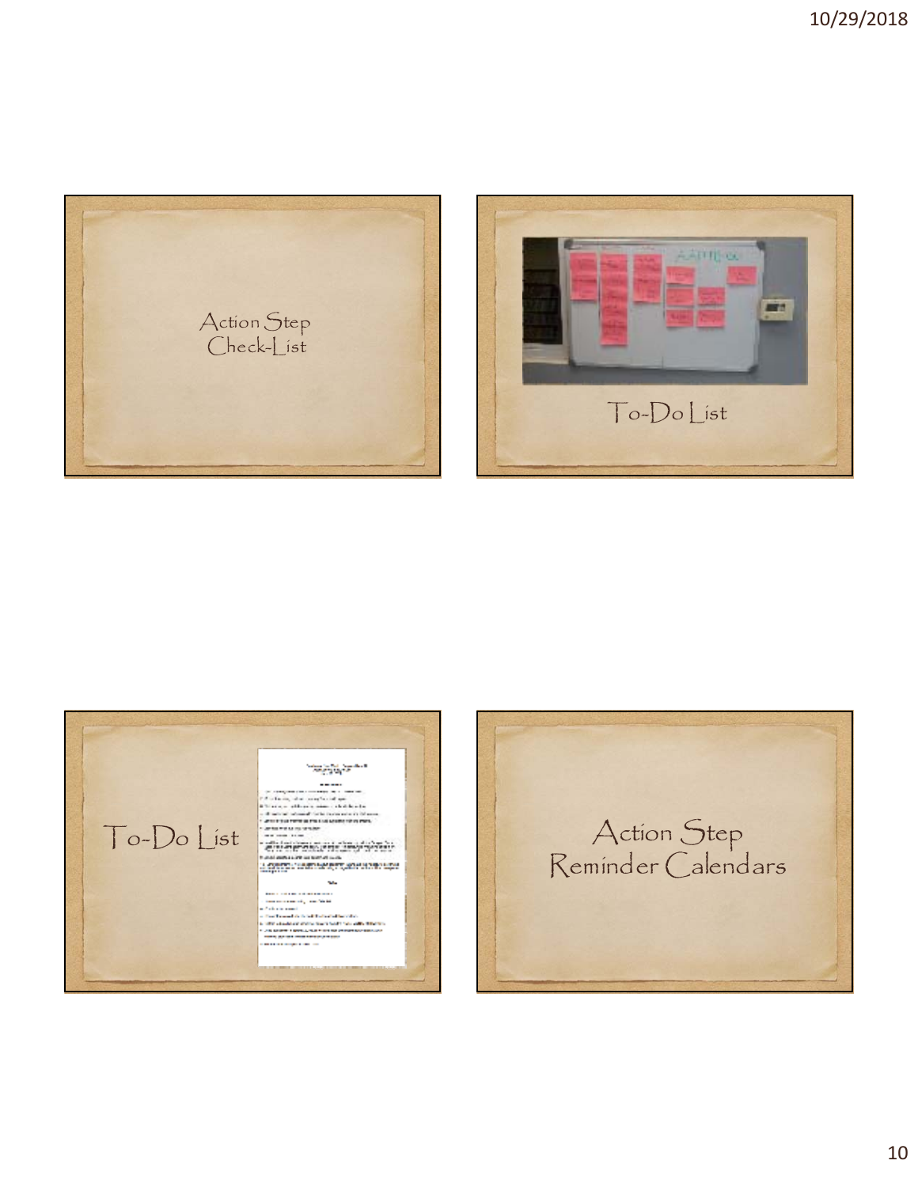Action Step Check-List

To-Do List

To-Do List

Action Step Reminder Calendars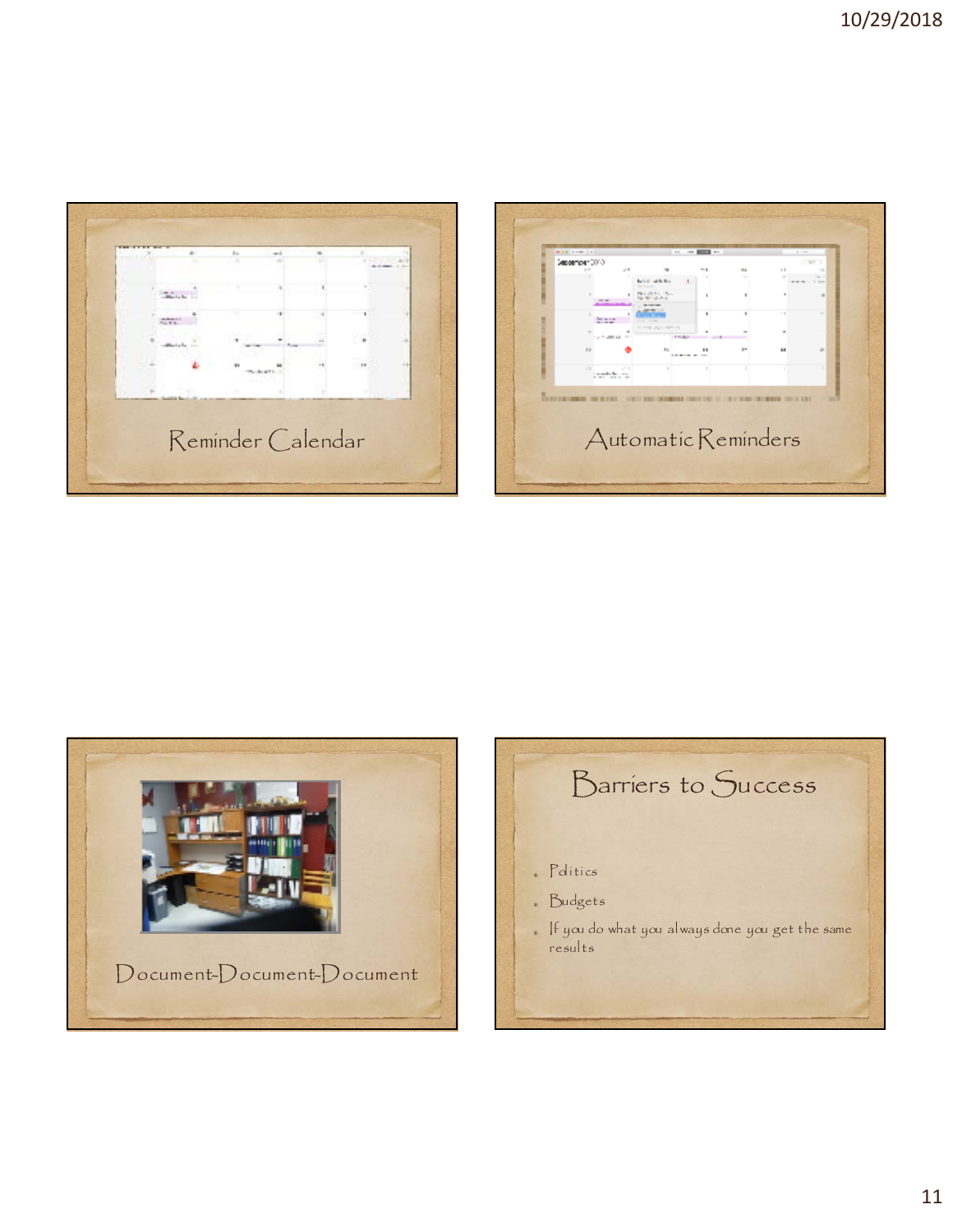Reminder Calendar

Automatic Reminders

Document-Document-Document

## Barriers to Success

- Politics
- Budgets
- If you do what you always done you get the same results